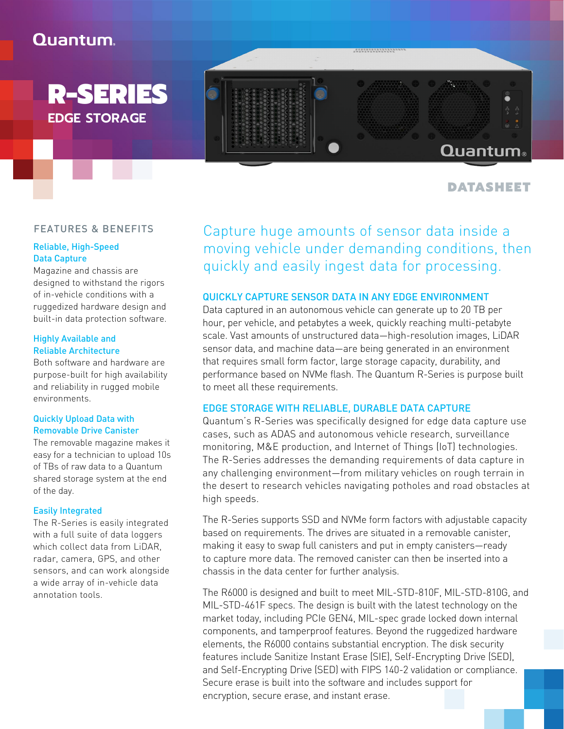Quantum.

# R-SERIES

## EDGE STORAGE

DATASHEET

## FEATURES & BENEFITS

### Reliable, High-Speed Data Capture

Magazine and chassis are designed to withstand the rigors of in-vehicle conditions with a ruggedized hardware design and built-in data protection software.

### Highly Available and Reliable Architecture

Both software and hardware are purpose-built for high availability and reliability in rugged mobile environments.

### Quickly Upload Data with Removable Drive Canister

The removable magazine makes it easy for a technician to upload 10s of TBs of raw data to a Quantum shared storage system at the end of the day.

### Easily Integrated

The R-Series is easily integrated with a full suite of data loggers which collect data from LiDAR, radar, camera, GPS, and other sensors, and can work alongside a wide array of in-vehicle data annotation tools.

Capture huge amounts of sensor data inside a moving vehicle under demanding conditions, then quickly and easily ingest data for processing.

## QUICKLY CAPTURE SENSOR DATA IN ANY EDGE ENVIRONMENT

Data captured in an autonomous vehicle can generate up to 20 TB per hour, per vehicle, and petabytes a week, quickly reaching multi-petabyte scale. Vast amounts of unstructured data—high-resolution images, LiDAR sensor data, and machine data—are being generated in an environment that requires small form factor, large storage capacity, durability, and performance based on NVMe flash. The Quantum R-Series is purpose built to meet all these requirements.

## EDGE STORAGE WITH RELIABLE, DURABLE DATA CAPTURE

Quantum's R-Series was specifically designed for edge data capture use cases, such as ADAS and autonomous vehicle research, surveillance monitoring, M&E production, and Internet of Things (IoT) technologies. The R-Series addresses the demanding requirements of data capture in any challenging environment—from military vehicles on rough terrain in the desert to research vehicles navigating potholes and road obstacles at high speeds.

The R-Series supports SSD and NVMe form factors with adjustable capacity based on requirements. The drives are situated in a removable canister, making it easy to swap full canisters and put in empty canisters—ready to capture more data. The removed canister can then be inserted into a chassis in the data center for further analysis.

The R6000 is designed and built to meet MIL-STD-810F, MIL-STD-810G, and MIL-STD-461F specs. The design is built with the latest technology on the market today, including PCIe GEN4, MIL-spec grade locked down internal components, and tamperproof features. Beyond the ruggedized hardware elements, the R6000 contains substantial encryption. The disk security features include Sanitize Instant Erase (SIE), Self-Encrypting Drive (SED), and Self-Encrypting Drive (SED) with FIPS 140-2 validation or compliance. Secure erase is built into the software and includes support for encryption, secure erase, and instant erase.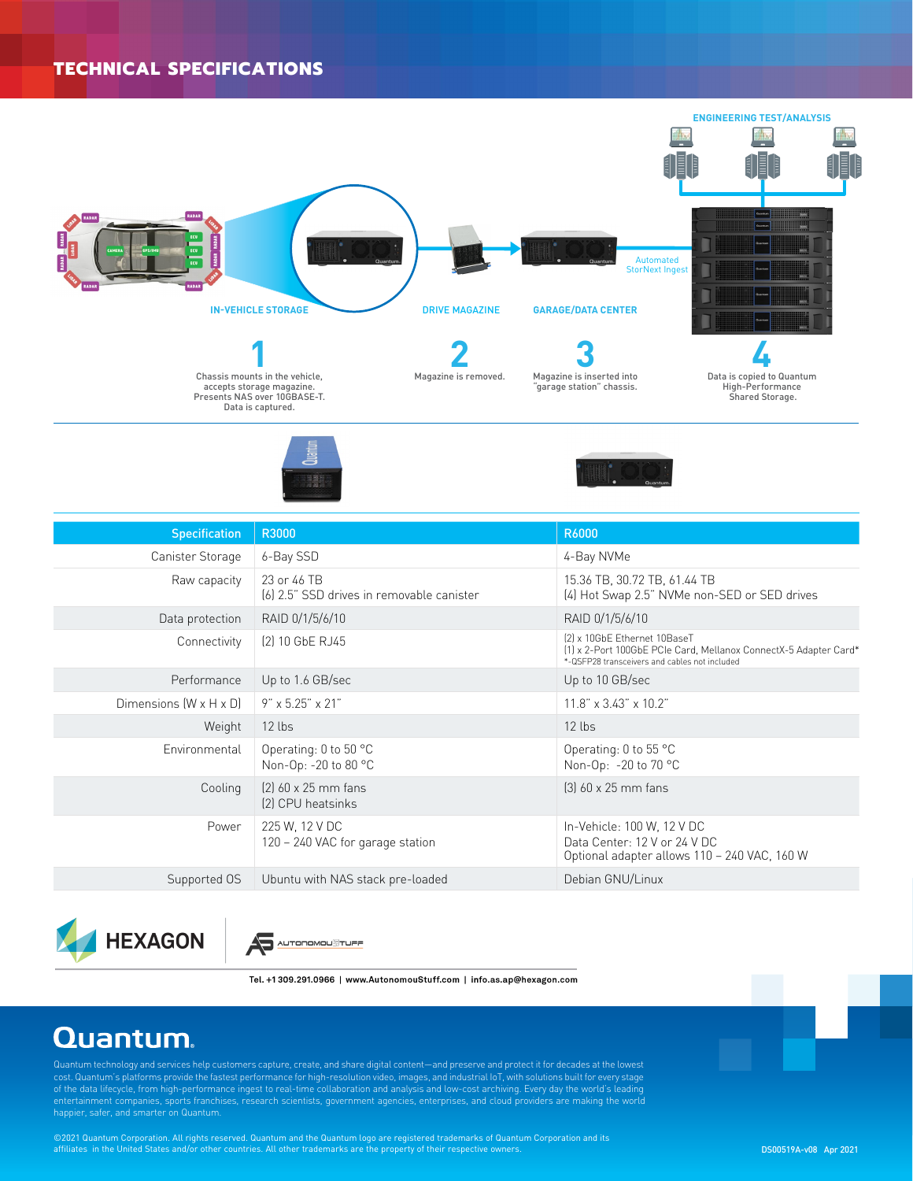# TECHNICAL SPECIFICATIONS

ENGINEERING TEST/ANALYSIS

IN-VEHICLE STORAGE

DRIVE MAGAZINE

GARAGE/DATA CENTER

Automated StorNext Ingest

**1** Chassis mounts in the vehicle, accepts storage magazine. Presents NAS over 10GBASE-T. Data is captured.

**2** Magazine is removed.

**3** Magazine is inserted into "garage station" chassis.

**4** Data is copied to Quantum High-Performance Shared Storage.

| Specification | R3000 | R6000 |
|---|---|---|
| Canister Storage | 6-Bay SSD | 4-Bay NVMe |
| Raw capacity | 23 or 46 TB<br>(6) 2.5" SSD drives in removable canister | 15.36 TB, 30.72 TB, 61.44 TB<br>(4) Hot Swap 2.5" NVMe non-SED or SED drives |
| Data protection | RAID 0/1/5/6/10 | RAID 0/1/5/6/10 |
| Connectivity | (2) 10 GbE RJ45 | (2) x 10GbE Ethernet 10BaseT<br>(1) x 2-Port 100GbE PCIe Card, Mellanox ConnectX-5 Adapter Card*<br>*-QSFP28 transceivers and cables not included |
| Performance | Up to 1.6 GB/sec | Up to 10 GB/sec |
| Dimensions (W x H x D) | 9" x 5.25" x 21" | 11.8" x 3.43" x 10.2" |
| Weight | 12 lbs | 12 lbs |
| Environmental | Operating: 0 to 50 °C<br>Non-Op: -20 to 80 °C | Operating: 0 to 55 °C<br>Non-Op: -20 to 70 °C |
| Cooling | (2) 60 x 25 mm fans<br>(2) CPU heatsinks | (3) 60 x 25 mm fans |
| Power | 225 W, 12 V DC<br>120 – 240 VAC for garage station | In-Vehicle: 100 W, 12 V DC<br>Data Center: 12 V or 24 V DC<br>Optional adapter allows 110 – 240 VAC, 160 W |
| Supported OS | Ubuntu with NAS stack pre-loaded | Debian GNU/Linux |

HEXAGON | AUTONOMOUSTUFF

Tel. +1 309.291.0966 | www.AutonomouStuff.com | info.as.ap@hexagon.com

**Quantum.**

Quantum technology and services help customers capture, create, and share digital content—and preserve and protect it for decades at the lowest cost. Quantum's platforms provide the fastest performance for high-resolution video, images, and industrial IoT, with solutions built for every stage of the data lifecycle, from high-performance ingest to real-time collaboration and analysis and low-cost archiving. Every day the world's leading entertainment companies, sports franchises, research scientists, government agencies, enterprises, and cloud providers are making the world happier, safer, and smarter on Quantum.

©2021 Quantum Corporation. All rights reserved. Quantum and the Quantum logo are registered trademarks of Quantum Corporation and its affiliates in the United States and/or other countries. All other trademarks are the property of their respective owners.

DS00519A-v08 Apr 2021